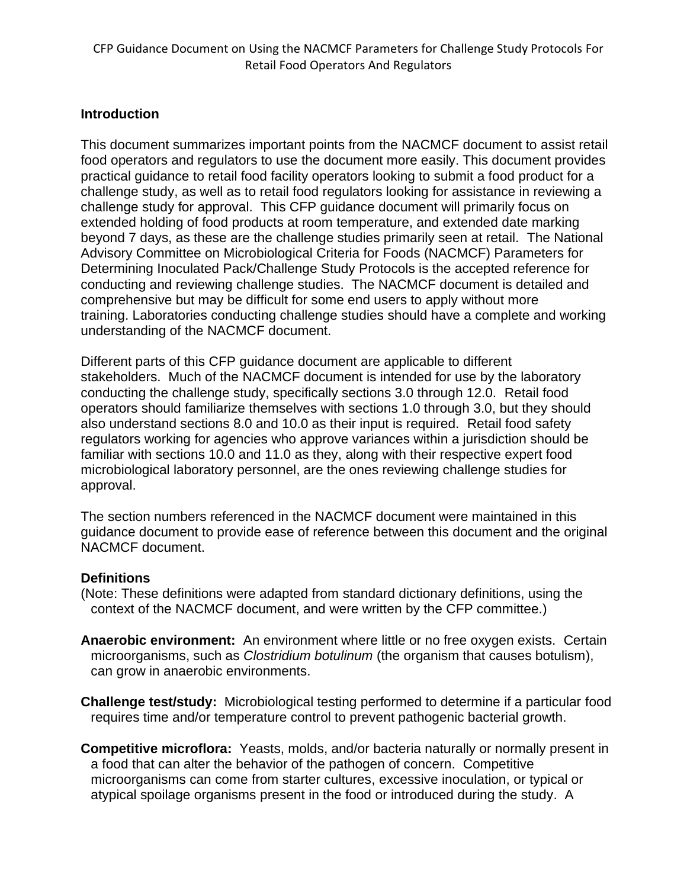# CFP Guidance Document on Using the NACMCF Parameters for Challenge Study Protocols For Retail Food Operators And Regulators

## Introduction

This document summarizes important points from the NACMCF document to assist retail food operators and regulators to use the document more easily. This document provides practical guidance to retail food facility operators looking to submit a food product for a challenge study, as well as to retail food regulators looking for assistance in reviewing a challenge study for approval. This CFP guidance document will primarily focus on extended holding of food products at room temperature, and extended date marking beyond 7 days, as these are the challenge studies primarily seen at retail. The National Advisory Committee on Microbiological Criteria for Foods (NACMCF) Parameters for Determining Inoculated Pack/Challenge Study Protocols is the accepted reference for conducting and reviewing challenge studies. The NACMCF document is detailed and comprehensive but may be difficult for some end users to apply without more training. Laboratories conducting challenge studies should have a complete and working understanding of the NACMCF document.

Different parts of this CFP guidance document are applicable to different stakeholders. Much of the NACMCF document is intended for use by the laboratory conducting the challenge study, specifically sections 3.0 through 12.0. Retail food operators should familiarize themselves with sections 1.0 through 3.0, but they should also understand sections 8.0 and 10.0 as their input is required. Retail food safety regulators working for agencies who approve variances within a jurisdiction should be familiar with sections 10.0 and 11.0 as they, along with their respective expert food microbiological laboratory personnel, are the ones reviewing challenge studies for approval.

The section numbers referenced in the NACMCF document were maintained in this guidance document to provide ease of reference between this document and the original NACMCF document.

## Definitions

(Note: These definitions were adapted from standard dictionary definitions, using the context of the NACMCF document, and were written by the CFP committee.)

**Anaerobic environment:** An environment where little or no free oxygen exists. Certain microorganisms, such as *Clostridium botulinum* (the organism that causes botulism), can grow in anaerobic environments.

**Challenge test/study:** Microbiological testing performed to determine if a particular food requires time and/or temperature control to prevent pathogenic bacterial growth.

**Competitive microflora:** Yeasts, molds, and/or bacteria naturally or normally present in a food that can alter the behavior of the pathogen of concern. Competitive microorganisms can come from starter cultures, excessive inoculation, or typical or atypical spoilage organisms present in the food or introduced during the study. A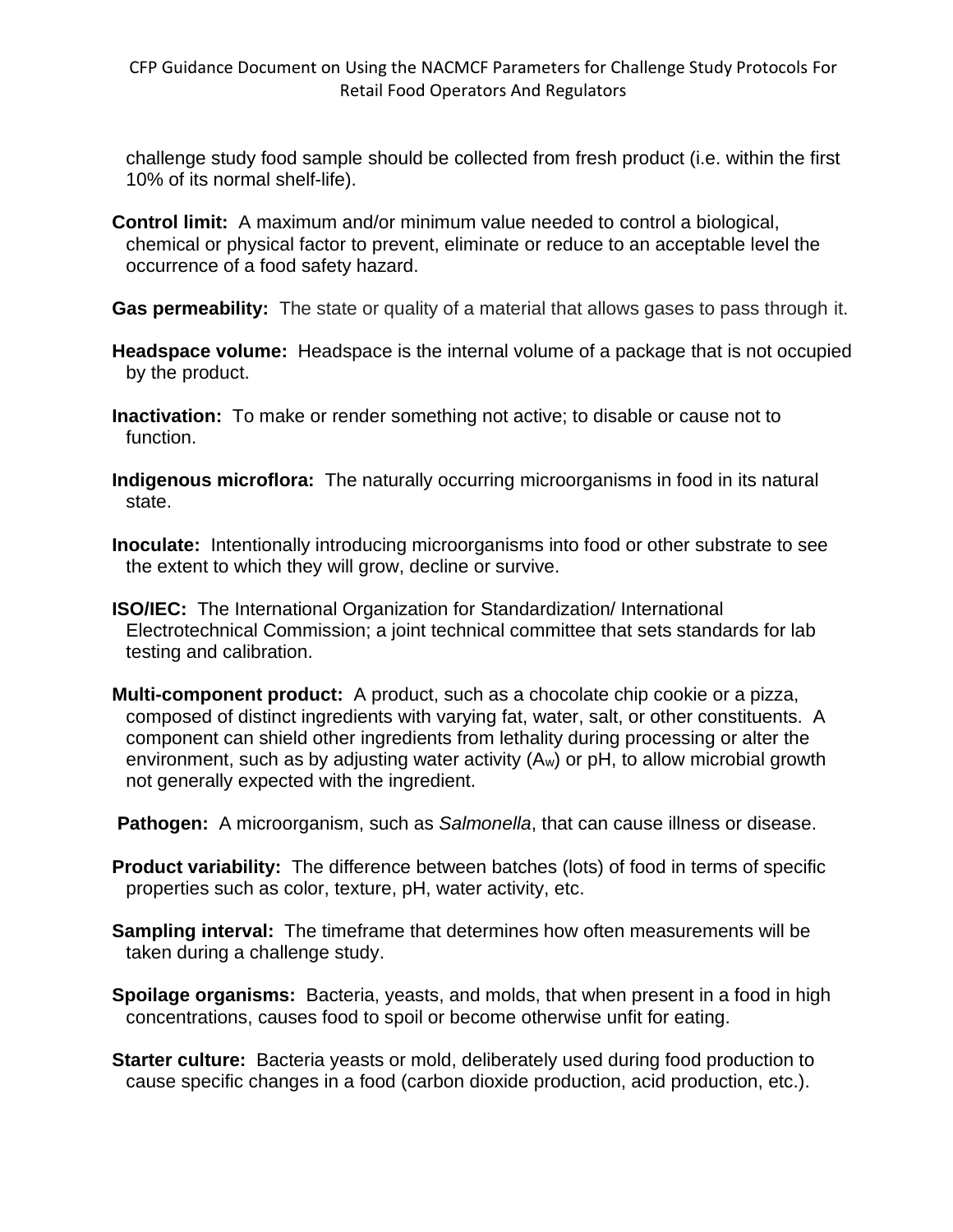challenge study food sample should be collected from fresh product (i.e. within the first 10% of its normal shelf-life).

**Control limit:** A maximum and/or minimum value needed to control a biological, chemical or physical factor to prevent, eliminate or reduce to an acceptable level the occurrence of a food safety hazard.

**Gas permeability:** The state or quality of a material that allows gases to pass through it.

**Headspace volume:** Headspace is the internal volume of a package that is not occupied by the product.

**Inactivation:** To make or render something not active; to disable or cause not to function.

**Indigenous microflora:** The naturally occurring microorganisms in food in its natural state.

**Inoculate:** Intentionally introducing microorganisms into food or other substrate to see the extent to which they will grow, decline or survive.

**ISO/IEC:** The International Organization for Standardization/ International Electrotechnical Commission; a joint technical committee that sets standards for lab testing and calibration.

**Multi-component product:** A product, such as a chocolate chip cookie or a pizza, composed of distinct ingredients with varying fat, water, salt, or other constituents. A component can shield other ingredients from lethality during processing or alter the environment, such as by adjusting water activity ($A_w$) or pH, to allow microbial growth not generally expected with the ingredient.

**Pathogen:** A microorganism, such as *Salmonella*, that can cause illness or disease.

**Product variability:** The difference between batches (lots) of food in terms of specific properties such as color, texture, pH, water activity, etc.

**Sampling interval:** The timeframe that determines how often measurements will be taken during a challenge study.

**Spoilage organisms:** Bacteria, yeasts, and molds, that when present in a food in high concentrations, causes food to spoil or become otherwise unfit for eating.

**Starter culture:** Bacteria yeasts or mold, deliberately used during food production to cause specific changes in a food (carbon dioxide production, acid production, etc.).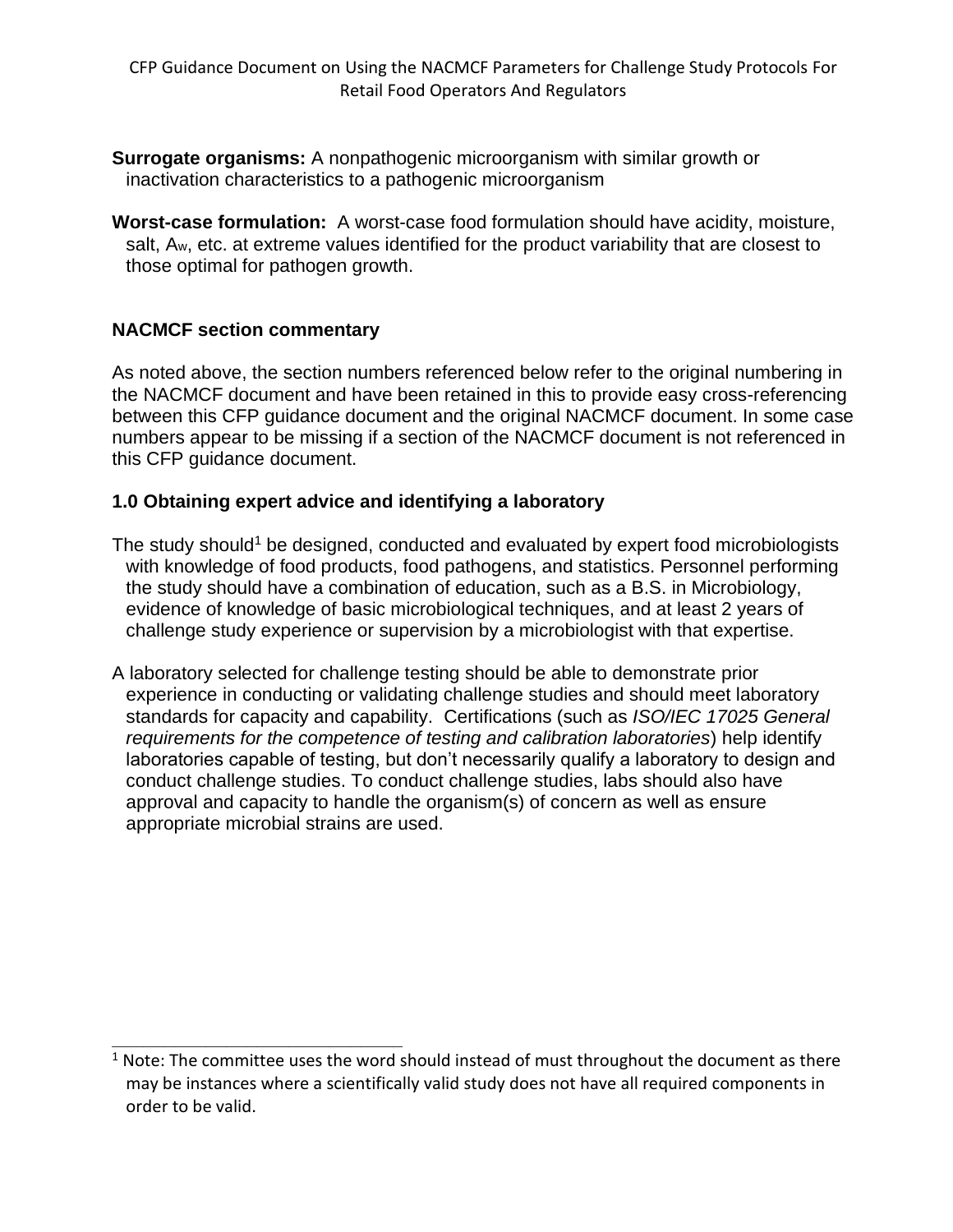**Surrogate organisms:** A nonpathogenic microorganism with similar growth or inactivation characteristics to a pathogenic microorganism

**Worst-case formulation:** A worst-case food formulation should have acidity, moisture, salt, $A_w$, etc. at extreme values identified for the product variability that are closest to those optimal for pathogen growth.

## NACMCF section commentary

As noted above, the section numbers referenced below refer to the original numbering in the NACMCF document and have been retained in this to provide easy cross-referencing between this CFP guidance document and the original NACMCF document. In some case numbers appear to be missing if a section of the NACMCF document is not referenced in this CFP guidance document.

### 1.0 Obtaining expert advice and identifying a laboratory

The study should[1] be designed, conducted and evaluated by expert food microbiologists with knowledge of food products, food pathogens, and statistics. Personnel performing the study should have a combination of education, such as a B.S. in Microbiology, evidence of knowledge of basic microbiological techniques, and at least 2 years of challenge study experience or supervision by a microbiologist with that expertise.

A laboratory selected for challenge testing should be able to demonstrate prior experience in conducting or validating challenge studies and should meet laboratory standards for capacity and capability. Certifications (such as *ISO/IEC 17025 General requirements for the competence of testing and calibration laboratories*) help identify laboratories capable of testing, but don't necessarily qualify a laboratory to design and conduct challenge studies. To conduct challenge studies, labs should also have approval and capacity to handle the organism(s) of concern as well as ensure appropriate microbial strains are used.

[1] Note: The committee uses the word should instead of must throughout the document as there may be instances where a scientifically valid study does not have all required components in order to be valid.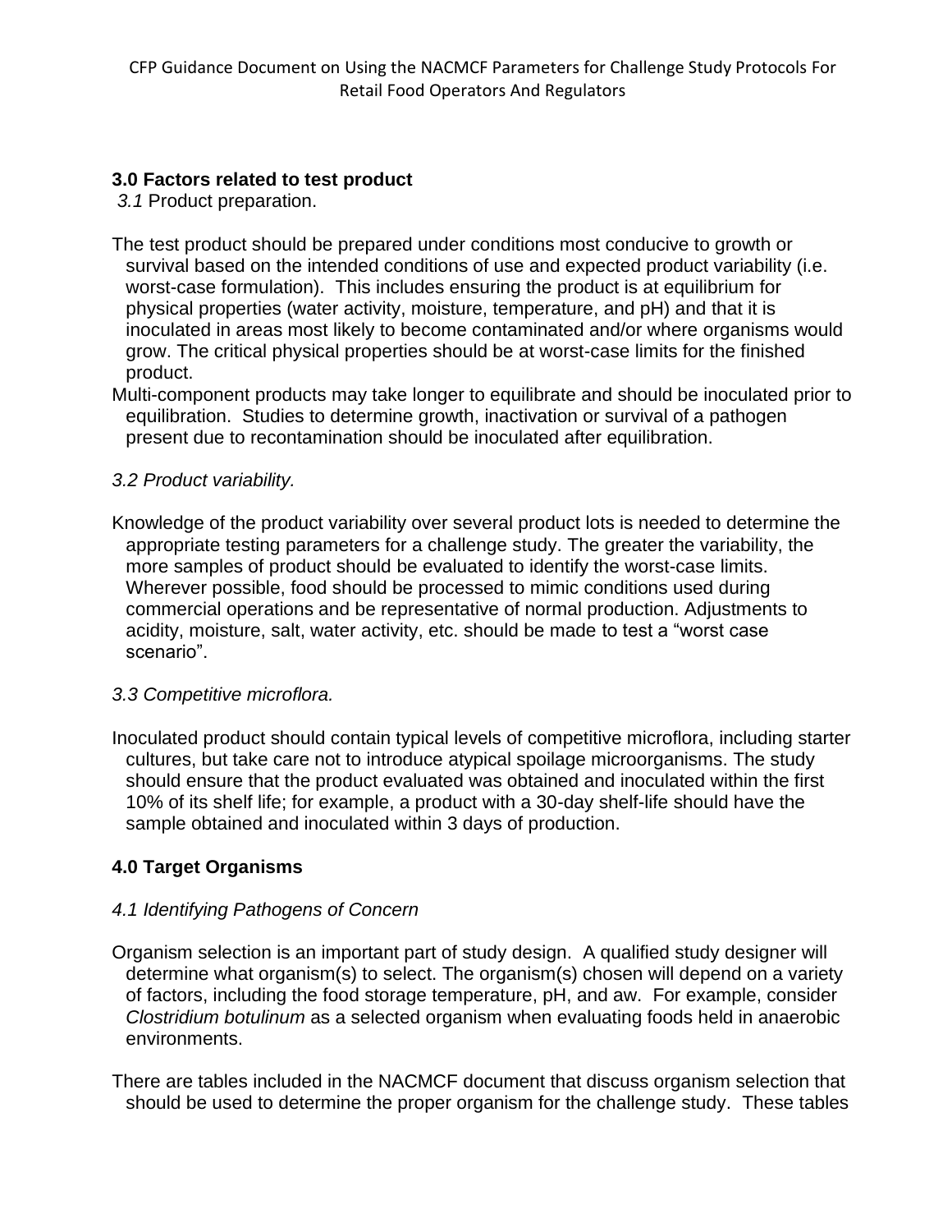## 3.0 Factors related to test product

*3.1* Product preparation.

The test product should be prepared under conditions most conducive to growth or survival based on the intended conditions of use and expected product variability (i.e. worst-case formulation). This includes ensuring the product is at equilibrium for physical properties (water activity, moisture, temperature, and pH) and that it is inoculated in areas most likely to become contaminated and/or where organisms would grow. The critical physical properties should be at worst-case limits for the finished product.

Multi-component products may take longer to equilibrate and should be inoculated prior to equilibration. Studies to determine growth, inactivation or survival of a pathogen present due to recontamination should be inoculated after equilibration.

*3.2 Product variability.*

Knowledge of the product variability over several product lots is needed to determine the appropriate testing parameters for a challenge study. The greater the variability, the more samples of product should be evaluated to identify the worst-case limits. Wherever possible, food should be processed to mimic conditions used during commercial operations and be representative of normal production. Adjustments to acidity, moisture, salt, water activity, etc. should be made to test a "worst case scenario".

*3.3 Competitive microflora.*

Inoculated product should contain typical levels of competitive microflora, including starter cultures, but take care not to introduce atypical spoilage microorganisms. The study should ensure that the product evaluated was obtained and inoculated within the first 10% of its shelf life; for example, a product with a 30-day shelf-life should have the sample obtained and inoculated within 3 days of production.

## 4.0 Target Organisms

*4.1 Identifying Pathogens of Concern*

Organism selection is an important part of study design. A qualified study designer will determine what organism(s) to select. The organism(s) chosen will depend on a variety of factors, including the food storage temperature, pH, and aw. For example, consider *Clostridium botulinum* as a selected organism when evaluating foods held in anaerobic environments.

There are tables included in the NACMCF document that discuss organism selection that should be used to determine the proper organism for the challenge study. These tables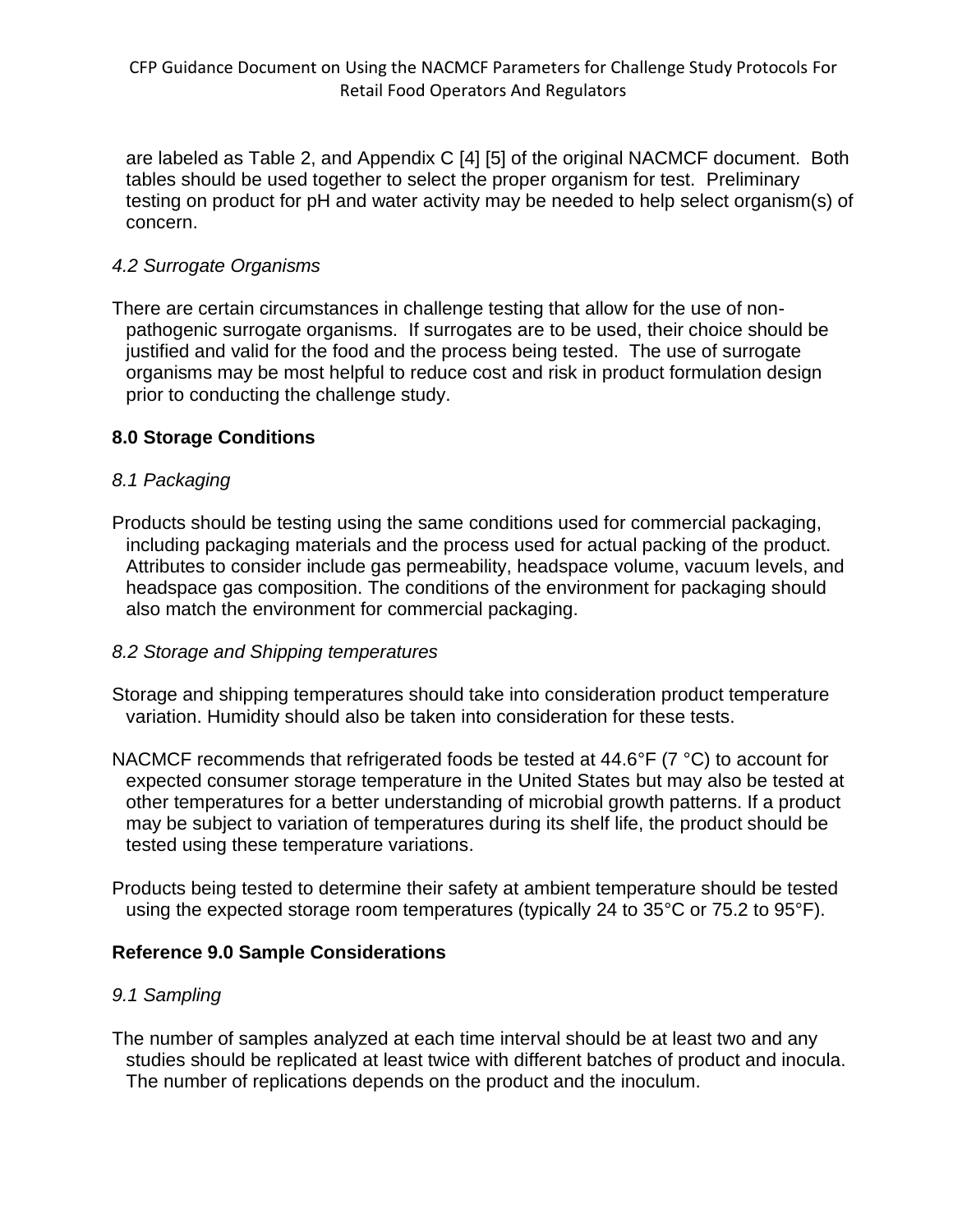are labeled as Table 2, and Appendix C [4] [5] of the original NACMCF document. Both tables should be used together to select the proper organism for test. Preliminary testing on product for pH and water activity may be needed to help select organism(s) of concern.

*4.2 Surrogate Organisms*

There are certain circumstances in challenge testing that allow for the use of non-pathogenic surrogate organisms. If surrogates are to be used, their choice should be justified and valid for the food and the process being tested. The use of surrogate organisms may be most helpful to reduce cost and risk in product formulation design prior to conducting the challenge study.

**8.0 Storage Conditions**

*8.1 Packaging*

Products should be testing using the same conditions used for commercial packaging, including packaging materials and the process used for actual packing of the product. Attributes to consider include gas permeability, headspace volume, vacuum levels, and headspace gas composition. The conditions of the environment for packaging should also match the environment for commercial packaging.

*8.2 Storage and Shipping temperatures*

Storage and shipping temperatures should take into consideration product temperature variation. Humidity should also be taken into consideration for these tests.

NACMCF recommends that refrigerated foods be tested at 44.6°F (7 °C) to account for expected consumer storage temperature in the United States but may also be tested at other temperatures for a better understanding of microbial growth patterns. If a product may be subject to variation of temperatures during its shelf life, the product should be tested using these temperature variations.

Products being tested to determine their safety at ambient temperature should be tested using the expected storage room temperatures (typically 24 to 35°C or 75.2 to 95°F).

**Reference 9.0 Sample Considerations**

*9.1 Sampling*

The number of samples analyzed at each time interval should be at least two and any studies should be replicated at least twice with different batches of product and inocula. The number of replications depends on the product and the inoculum.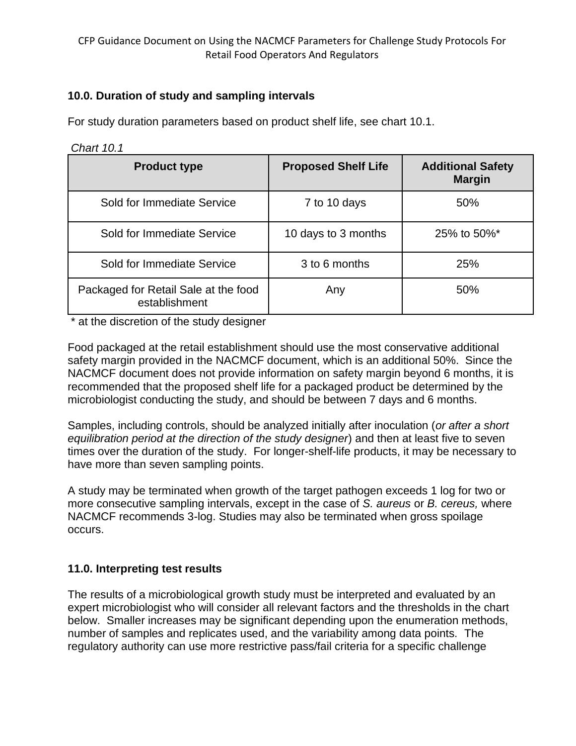## 10.0. Duration of study and sampling intervals

For study duration parameters based on product shelf life, see chart 10.1.

*Chart 10.1*

| Product type | Proposed Shelf Life | Additional Safety Margin |
|---|---|---|
| Sold for Immediate Service | 7 to 10 days | 50% |
| Sold for Immediate Service | 10 days to 3 months | 25% to 50%* |
| Sold for Immediate Service | 3 to 6 months | 25% |
| Packaged for Retail Sale at the food establishment | Any | 50% |

\* at the discretion of the study designer

Food packaged at the retail establishment should use the most conservative additional safety margin provided in the NACMCF document, which is an additional 50%. Since the NACMCF document does not provide information on safety margin beyond 6 months, it is recommended that the proposed shelf life for a packaged product be determined by the microbiologist conducting the study, and should be between 7 days and 6 months.

Samples, including controls, should be analyzed initially after inoculation (*or after a short equilibration period at the direction of the study designer*) and then at least five to seven times over the duration of the study. For longer-shelf-life products, it may be necessary to have more than seven sampling points.

A study may be terminated when growth of the target pathogen exceeds 1 log for two or more consecutive sampling intervals, except in the case of *S. aureus* or *B. cereus,* where NACMCF recommends 3-log. Studies may also be terminated when gross spoilage occurs.

## 11.0. Interpreting test results

The results of a microbiological growth study must be interpreted and evaluated by an expert microbiologist who will consider all relevant factors and the thresholds in the chart below. Smaller increases may be significant depending upon the enumeration methods, number of samples and replicates used, and the variability among data points. The regulatory authority can use more restrictive pass/fail criteria for a specific challenge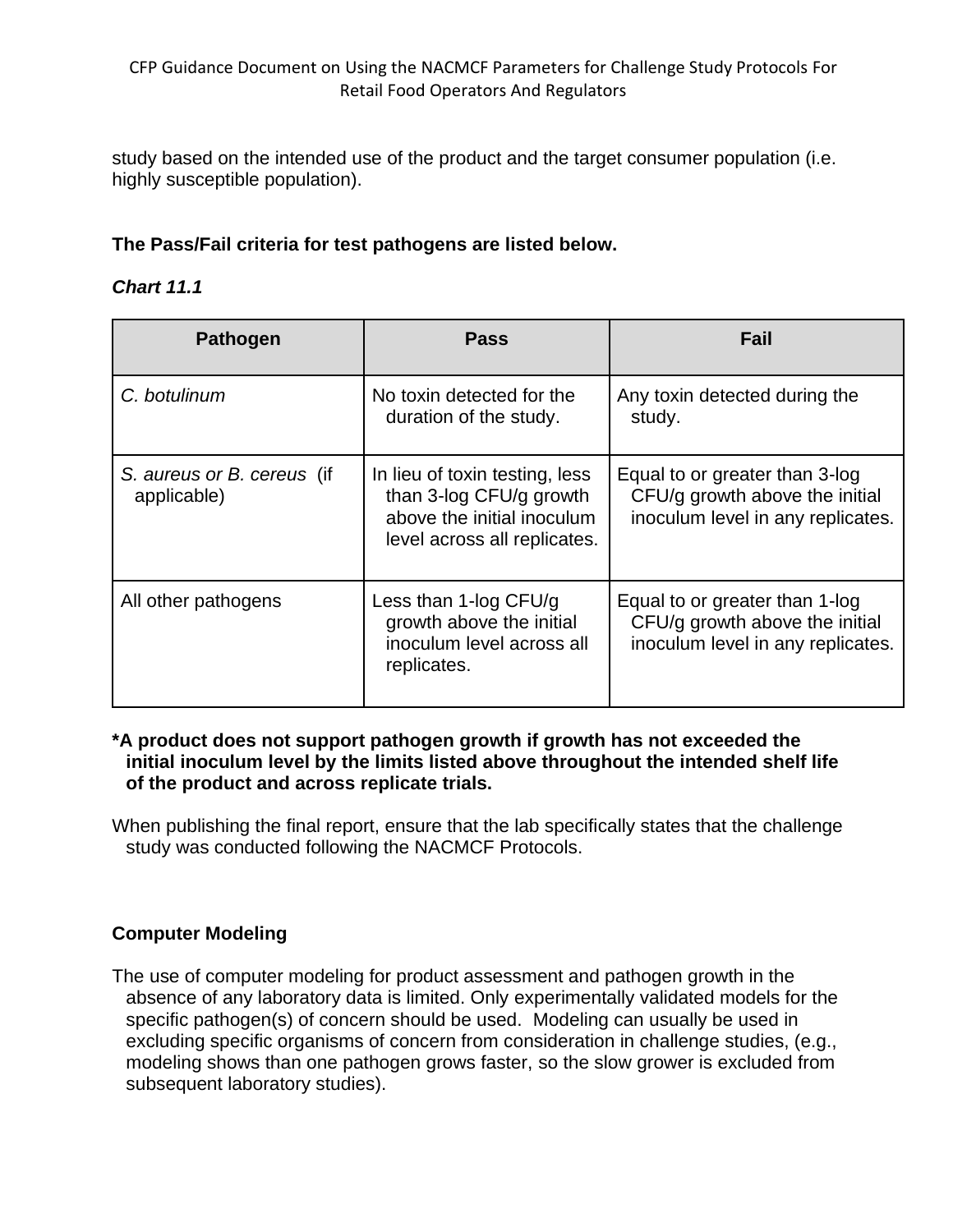study based on the intended use of the product and the target consumer population (i.e. highly susceptible population).

**The Pass/Fail criteria for test pathogens are listed below.**

***Chart 11.1***

| Pathogen | Pass | Fail |
|---|---|---|
| *C. botulinum* | No toxin detected for the duration of the study. | Any toxin detected during the study. |
| *S. aureus or B. cereus* (if applicable) | In lieu of toxin testing, less than 3-log CFU/g growth above the initial inoculum level across all replicates. | Equal to or greater than 3-log CFU/g growth above the initial inoculum level in any replicates. |
| All other pathogens | Less than 1-log CFU/g growth above the initial inoculum level across all replicates. | Equal to or greater than 1-log CFU/g growth above the initial inoculum level in any replicates. |

**\*A product does not support pathogen growth if growth has not exceeded the initial inoculum level by the limits listed above throughout the intended shelf life of the product and across replicate trials.**

When publishing the final report, ensure that the lab specifically states that the challenge study was conducted following the NACMCF Protocols.

**Computer Modeling**

The use of computer modeling for product assessment and pathogen growth in the absence of any laboratory data is limited. Only experimentally validated models for the specific pathogen(s) of concern should be used. Modeling can usually be used in excluding specific organisms of concern from consideration in challenge studies, (e.g., modeling shows than one pathogen grows faster, so the slow grower is excluded from subsequent laboratory studies).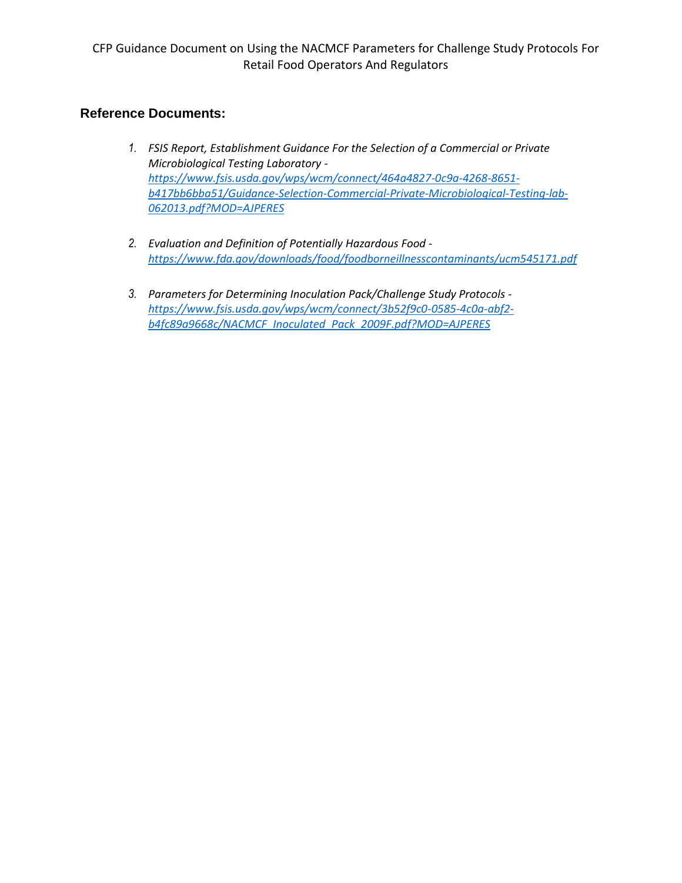## Reference Documents:

1. *FSIS Report, Establishment Guidance For the Selection of a Commercial or Private Microbiological Testing Laboratory - [https://www.fsis.usda.gov/wps/wcm/connect/464a4827-0c9a-4268-8651-b417bb6bba51/Guidance-Selection-Commercial-Private-Microbiological-Testing-lab-062013.pdf?MOD=AJPERES](https://www.fsis.usda.gov/wps/wcm/connect/464a4827-0c9a-4268-8651-b417bb6bba51/Guidance-Selection-Commercial-Private-Microbiological-Testing-lab-062013.pdf?MOD=AJPERES)*

2. *Evaluation and Definition of Potentially Hazardous Food - [https://www.fda.gov/downloads/food/foodborneillnesscontaminants/ucm545171.pdf](https://www.fda.gov/downloads/food/foodborneillnesscontaminants/ucm545171.pdf)*

3. *Parameters for Determining Inoculation Pack/Challenge Study Protocols - [https://www.fsis.usda.gov/wps/wcm/connect/3b52f9c0-0585-4c0a-abf2-b4fc89a9668c/NACMCF_Inoculated_Pack_2009F.pdf?MOD=AJPERES](https://www.fsis.usda.gov/wps/wcm/connect/3b52f9c0-0585-4c0a-abf2-b4fc89a9668c/NACMCF_Inoculated_Pack_2009F.pdf?MOD=AJPERES)*